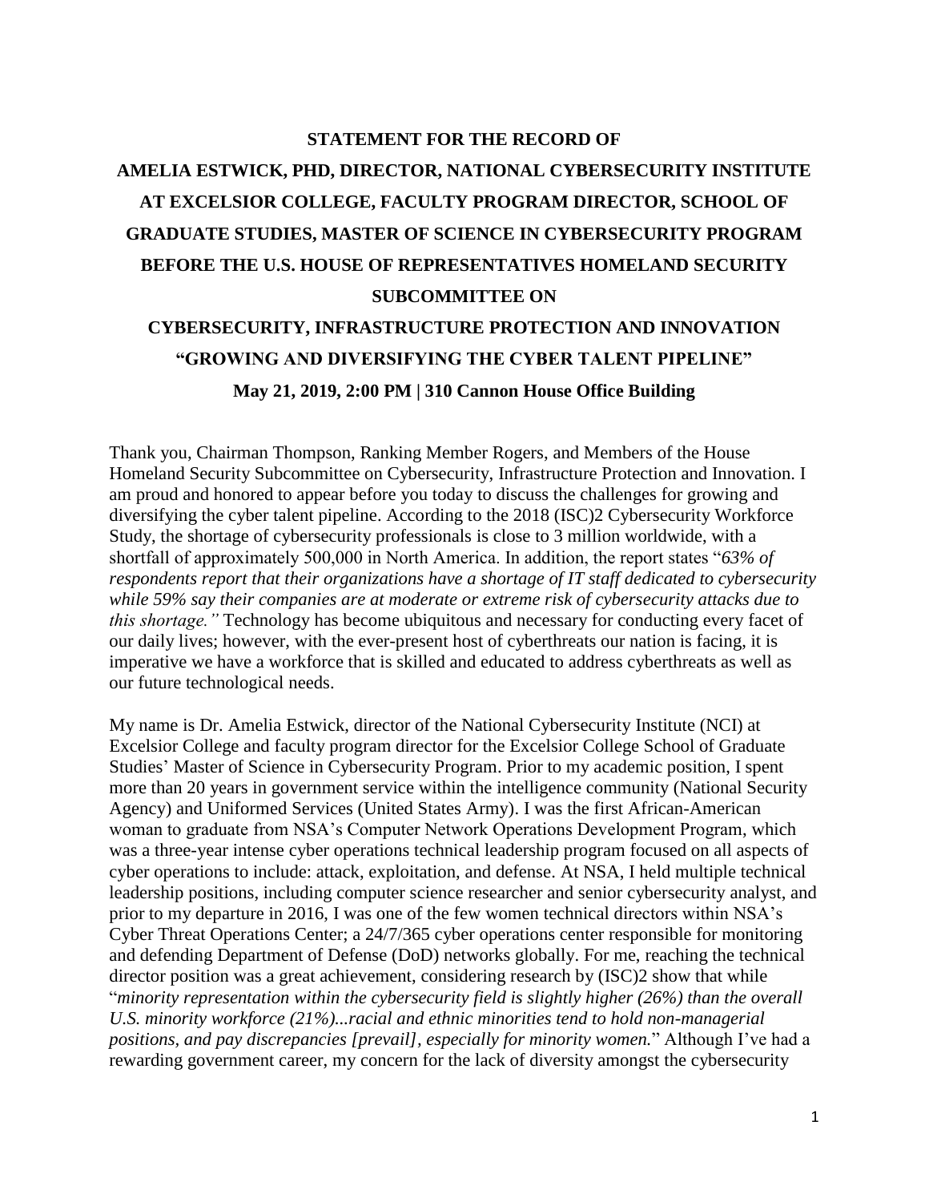# STATEMENT FOR THE RECORD OF

# AMELIA ESTWICK, PHD, DIRECTOR, NATIONAL CYBERSECURITY INSTITUTE AT EXCELSIOR COLLEGE, FACULTY PROGRAM DIRECTOR, SCHOOL OF GRADUATE STUDIES, MASTER OF SCIENCE IN CYBERSECURITY PROGRAM BEFORE THE U.S. HOUSE OF REPRESENTATIVES HOMELAND SECURITY SUBCOMMITTEE ON CYBERSECURITY, INFRASTRUCTURE PROTECTION AND INNOVATION

## "GROWING AND DIVERSIFYING THE CYBER TALENT PIPELINE"

**May 21, 2019, 2:00 PM | 310 Cannon House Office Building**

Thank you, Chairman Thompson, Ranking Member Rogers, and Members of the House Homeland Security Subcommittee on Cybersecurity, Infrastructure Protection and Innovation. I am proud and honored to appear before you today to discuss the challenges for growing and diversifying the cyber talent pipeline. According to the 2018 (ISC)2 Cybersecurity Workforce Study, the shortage of cybersecurity professionals is close to 3 million worldwide, with a shortfall of approximately 500,000 in North America. In addition, the report states "*63% of respondents report that their organizations have a shortage of IT staff dedicated to cybersecurity while 59% say their companies are at moderate or extreme risk of cybersecurity attacks due to this shortage.*" Technology has become ubiquitous and necessary for conducting every facet of our daily lives; however, with the ever-present host of cyberthreats our nation is facing, it is imperative we have a workforce that is skilled and educated to address cyberthreats as well as our future technological needs.

My name is Dr. Amelia Estwick, director of the National Cybersecurity Institute (NCI) at Excelsior College and faculty program director for the Excelsior College School of Graduate Studies' Master of Science in Cybersecurity Program. Prior to my academic position, I spent more than 20 years in government service within the intelligence community (National Security Agency) and Uniformed Services (United States Army). I was the first African-American woman to graduate from NSA's Computer Network Operations Development Program, which was a three-year intense cyber operations technical leadership program focused on all aspects of cyber operations to include: attack, exploitation, and defense. At NSA, I held multiple technical leadership positions, including computer science researcher and senior cybersecurity analyst, and prior to my departure in 2016, I was one of the few women technical directors within NSA's Cyber Threat Operations Center; a 24/7/365 cyber operations center responsible for monitoring and defending Department of Defense (DoD) networks globally. For me, reaching the technical director position was a great achievement, considering research by (ISC)2 show that while "*minority representation within the cybersecurity field is slightly higher (26%) than the overall U.S. minority workforce (21%)...racial and ethnic minorities tend to hold non-managerial positions, and pay discrepancies [prevail], especially for minority women.*" Although I've had a rewarding government career, my concern for the lack of diversity amongst the cybersecurity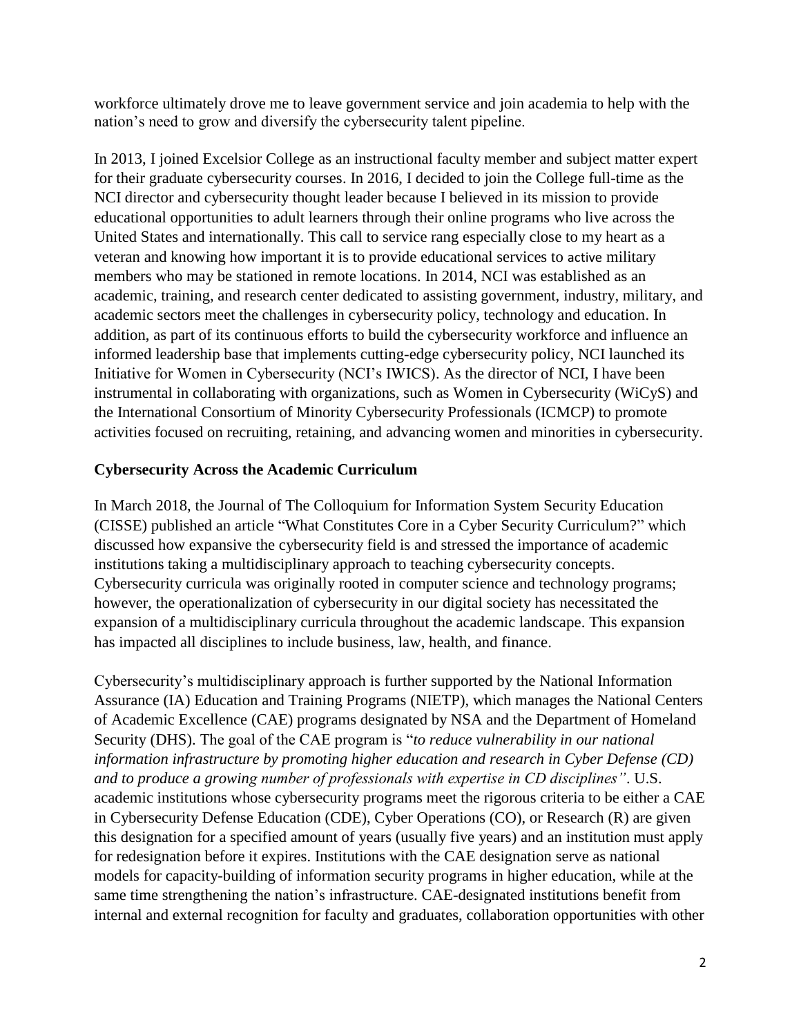workforce ultimately drove me to leave government service and join academia to help with the nation's need to grow and diversify the cybersecurity talent pipeline.

In 2013, I joined Excelsior College as an instructional faculty member and subject matter expert for their graduate cybersecurity courses. In 2016, I decided to join the College full-time as the NCI director and cybersecurity thought leader because I believed in its mission to provide educational opportunities to adult learners through their online programs who live across the United States and internationally. This call to service rang especially close to my heart as a veteran and knowing how important it is to provide educational services to active military members who may be stationed in remote locations. In 2014, NCI was established as an academic, training, and research center dedicated to assisting government, industry, military, and academic sectors meet the challenges in cybersecurity policy, technology and education. In addition, as part of its continuous efforts to build the cybersecurity workforce and influence an informed leadership base that implements cutting-edge cybersecurity policy, NCI launched its Initiative for Women in Cybersecurity (NCI's IWICS). As the director of NCI, I have been instrumental in collaborating with organizations, such as Women in Cybersecurity (WiCyS) and the International Consortium of Minority Cybersecurity Professionals (ICMCP) to promote activities focused on recruiting, retaining, and advancing women and minorities in cybersecurity.

### Cybersecurity Across the Academic Curriculum

In March 2018, the Journal of The Colloquium for Information System Security Education (CISSE) published an article "What Constitutes Core in a Cyber Security Curriculum?" which discussed how expansive the cybersecurity field is and stressed the importance of academic institutions taking a multidisciplinary approach to teaching cybersecurity concepts. Cybersecurity curricula was originally rooted in computer science and technology programs; however, the operationalization of cybersecurity in our digital society has necessitated the expansion of a multidisciplinary curricula throughout the academic landscape. This expansion has impacted all disciplines to include business, law, health, and finance.

Cybersecurity's multidisciplinary approach is further supported by the National Information Assurance (IA) Education and Training Programs (NIETP), which manages the National Centers of Academic Excellence (CAE) programs designated by NSA and the Department of Homeland Security (DHS). The goal of the CAE program is "*to reduce vulnerability in our national information infrastructure by promoting higher education and research in Cyber Defense (CD) and to produce a growing number of professionals with expertise in CD disciplines"*. U.S. academic institutions whose cybersecurity programs meet the rigorous criteria to be either a CAE in Cybersecurity Defense Education (CDE), Cyber Operations (CO), or Research (R) are given this designation for a specified amount of years (usually five years) and an institution must apply for redesignation before it expires. Institutions with the CAE designation serve as national models for capacity-building of information security programs in higher education, while at the same time strengthening the nation's infrastructure. CAE-designated institutions benefit from internal and external recognition for faculty and graduates, collaboration opportunities with other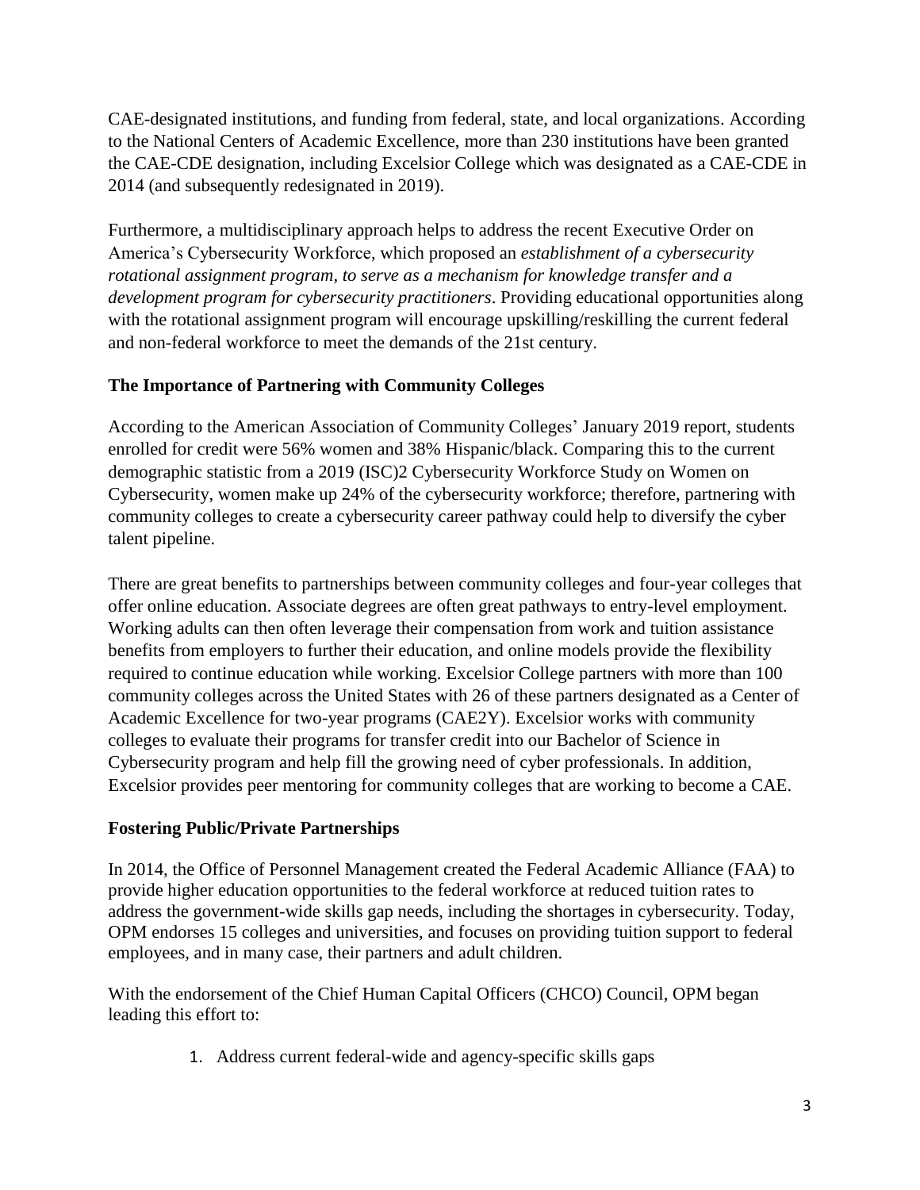CAE-designated institutions, and funding from federal, state, and local organizations. According to the National Centers of Academic Excellence, more than 230 institutions have been granted the CAE-CDE designation, including Excelsior College which was designated as a CAE-CDE in 2014 (and subsequently redesignated in 2019).

Furthermore, a multidisciplinary approach helps to address the recent Executive Order on America's Cybersecurity Workforce, which proposed an *establishment of a cybersecurity rotational assignment program, to serve as a mechanism for knowledge transfer and a development program for cybersecurity practitioners*. Providing educational opportunities along with the rotational assignment program will encourage upskilling/reskilling the current federal and non-federal workforce to meet the demands of the 21st century.

**The Importance of Partnering with Community Colleges**

According to the American Association of Community Colleges' January 2019 report, students enrolled for credit were 56% women and 38% Hispanic/black. Comparing this to the current demographic statistic from a 2019 (ISC)2 Cybersecurity Workforce Study on Women on Cybersecurity, women make up 24% of the cybersecurity workforce; therefore, partnering with community colleges to create a cybersecurity career pathway could help to diversify the cyber talent pipeline.

There are great benefits to partnerships between community colleges and four-year colleges that offer online education. Associate degrees are often great pathways to entry-level employment. Working adults can then often leverage their compensation from work and tuition assistance benefits from employers to further their education, and online models provide the flexibility required to continue education while working. Excelsior College partners with more than 100 community colleges across the United States with 26 of these partners designated as a Center of Academic Excellence for two-year programs (CAE2Y). Excelsior works with community colleges to evaluate their programs for transfer credit into our Bachelor of Science in Cybersecurity program and help fill the growing need of cyber professionals. In addition, Excelsior provides peer mentoring for community colleges that are working to become a CAE.

**Fostering Public/Private Partnerships**

In 2014, the Office of Personnel Management created the Federal Academic Alliance (FAA) to provide higher education opportunities to the federal workforce at reduced tuition rates to address the government-wide skills gap needs, including the shortages in cybersecurity. Today, OPM endorses 15 colleges and universities, and focuses on providing tuition support to federal employees, and in many case, their partners and adult children.

With the endorsement of the Chief Human Capital Officers (CHCO) Council, OPM began leading this effort to:

1. Address current federal-wide and agency-specific skills gaps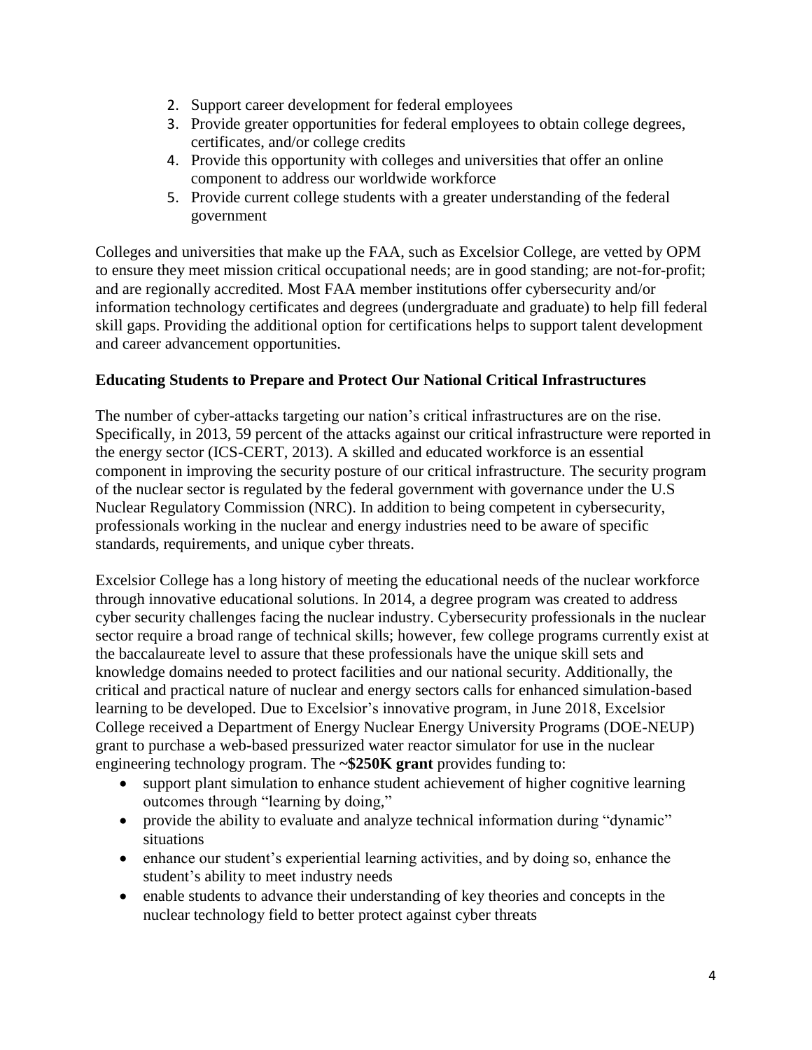2. Support career development for federal employees
3. Provide greater opportunities for federal employees to obtain college degrees, certificates, and/or college credits
4. Provide this opportunity with colleges and universities that offer an online component to address our worldwide workforce
5. Provide current college students with a greater understanding of the federal government

Colleges and universities that make up the FAA, such as Excelsior College, are vetted by OPM to ensure they meet mission critical occupational needs; are in good standing; are not-for-profit; and are regionally accredited. Most FAA member institutions offer cybersecurity and/or information technology certificates and degrees (undergraduate and graduate) to help fill federal skill gaps. Providing the additional option for certifications helps to support talent development and career advancement opportunities.

**Educating Students to Prepare and Protect Our National Critical Infrastructures**

The number of cyber-attacks targeting our nation's critical infrastructures are on the rise. Specifically, in 2013, 59 percent of the attacks against our critical infrastructure were reported in the energy sector (ICS-CERT, 2013). A skilled and educated workforce is an essential component in improving the security posture of our critical infrastructure. The security program of the nuclear sector is regulated by the federal government with governance under the U.S Nuclear Regulatory Commission (NRC). In addition to being competent in cybersecurity, professionals working in the nuclear and energy industries need to be aware of specific standards, requirements, and unique cyber threats.

Excelsior College has a long history of meeting the educational needs of the nuclear workforce through innovative educational solutions. In 2014, a degree program was created to address cyber security challenges facing the nuclear industry. Cybersecurity professionals in the nuclear sector require a broad range of technical skills; however, few college programs currently exist at the baccalaureate level to assure that these professionals have the unique skill sets and knowledge domains needed to protect facilities and our national security. Additionally, the critical and practical nature of nuclear and energy sectors calls for enhanced simulation-based learning to be developed. Due to Excelsior's innovative program, in June 2018, Excelsior College received a Department of Energy Nuclear Energy University Programs (DOE-NEUP) grant to purchase a web-based pressurized water reactor simulator for use in the nuclear engineering technology program. The **~$250K grant** provides funding to:

- support plant simulation to enhance student achievement of higher cognitive learning outcomes through "learning by doing,"
- provide the ability to evaluate and analyze technical information during "dynamic" situations
- enhance our student's experiential learning activities, and by doing so, enhance the student's ability to meet industry needs
- enable students to advance their understanding of key theories and concepts in the nuclear technology field to better protect against cyber threats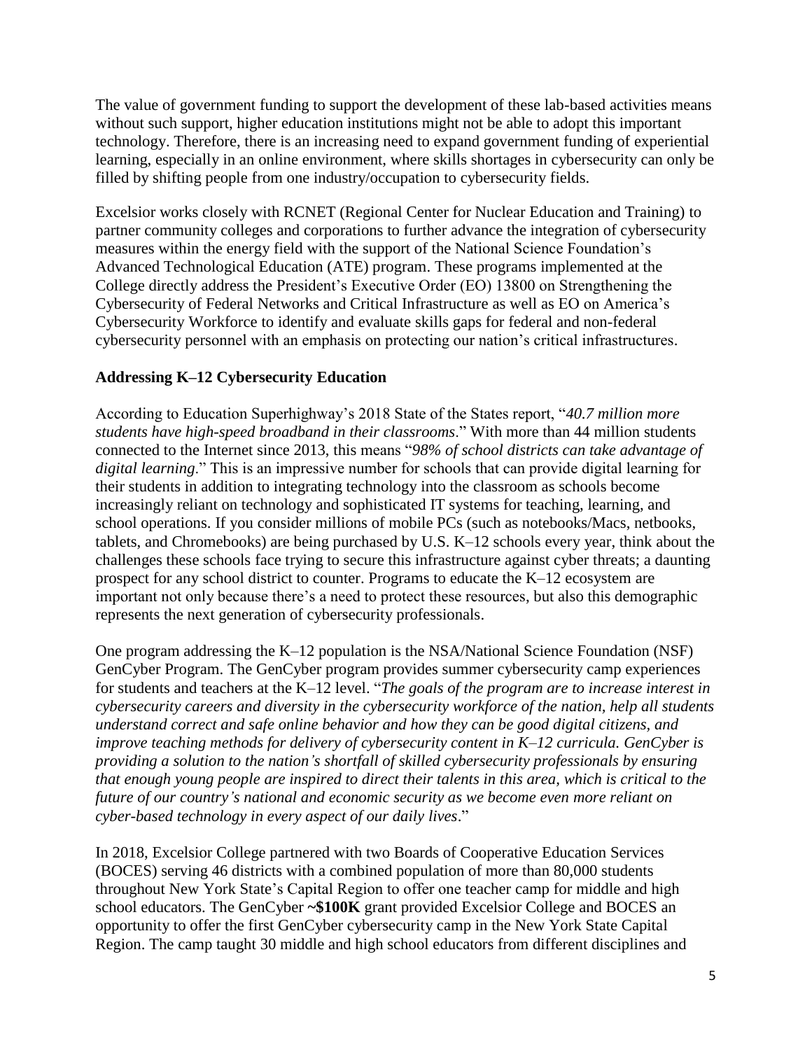The value of government funding to support the development of these lab-based activities means without such support, higher education institutions might not be able to adopt this important technology. Therefore, there is an increasing need to expand government funding of experiential learning, especially in an online environment, where skills shortages in cybersecurity can only be filled by shifting people from one industry/occupation to cybersecurity fields.

Excelsior works closely with RCNET (Regional Center for Nuclear Education and Training) to partner community colleges and corporations to further advance the integration of cybersecurity measures within the energy field with the support of the National Science Foundation's Advanced Technological Education (ATE) program. These programs implemented at the College directly address the President's Executive Order (EO) 13800 on Strengthening the Cybersecurity of Federal Networks and Critical Infrastructure as well as EO on America's Cybersecurity Workforce to identify and evaluate skills gaps for federal and non-federal cybersecurity personnel with an emphasis on protecting our nation's critical infrastructures.

### Addressing K–12 Cybersecurity Education

According to Education Superhighway's 2018 State of the States report, "*40.7 million more students have high-speed broadband in their classrooms*." With more than 44 million students connected to the Internet since 2013, this means "*98% of school districts can take advantage of digital learning*." This is an impressive number for schools that can provide digital learning for their students in addition to integrating technology into the classroom as schools become increasingly reliant on technology and sophisticated IT systems for teaching, learning, and school operations. If you consider millions of mobile PCs (such as notebooks/Macs, netbooks, tablets, and Chromebooks) are being purchased by U.S. K–12 schools every year, think about the challenges these schools face trying to secure this infrastructure against cyber threats; a daunting prospect for any school district to counter. Programs to educate the K–12 ecosystem are important not only because there's a need to protect these resources, but also this demographic represents the next generation of cybersecurity professionals.

One program addressing the K–12 population is the NSA/National Science Foundation (NSF) GenCyber Program. The GenCyber program provides summer cybersecurity camp experiences for students and teachers at the K–12 level. "*The goals of the program are to increase interest in cybersecurity careers and diversity in the cybersecurity workforce of the nation, help all students understand correct and safe online behavior and how they can be good digital citizens, and improve teaching methods for delivery of cybersecurity content in K–12 curricula. GenCyber is providing a solution to the nation's shortfall of skilled cybersecurity professionals by ensuring that enough young people are inspired to direct their talents in this area, which is critical to the future of our country's national and economic security as we become even more reliant on cyber-based technology in every aspect of our daily lives*."

In 2018, Excelsior College partnered with two Boards of Cooperative Education Services (BOCES) serving 46 districts with a combined population of more than 80,000 students throughout New York State's Capital Region to offer one teacher camp for middle and high school educators. The GenCyber **~$100K** grant provided Excelsior College and BOCES an opportunity to offer the first GenCyber cybersecurity camp in the New York State Capital Region. The camp taught 30 middle and high school educators from different disciplines and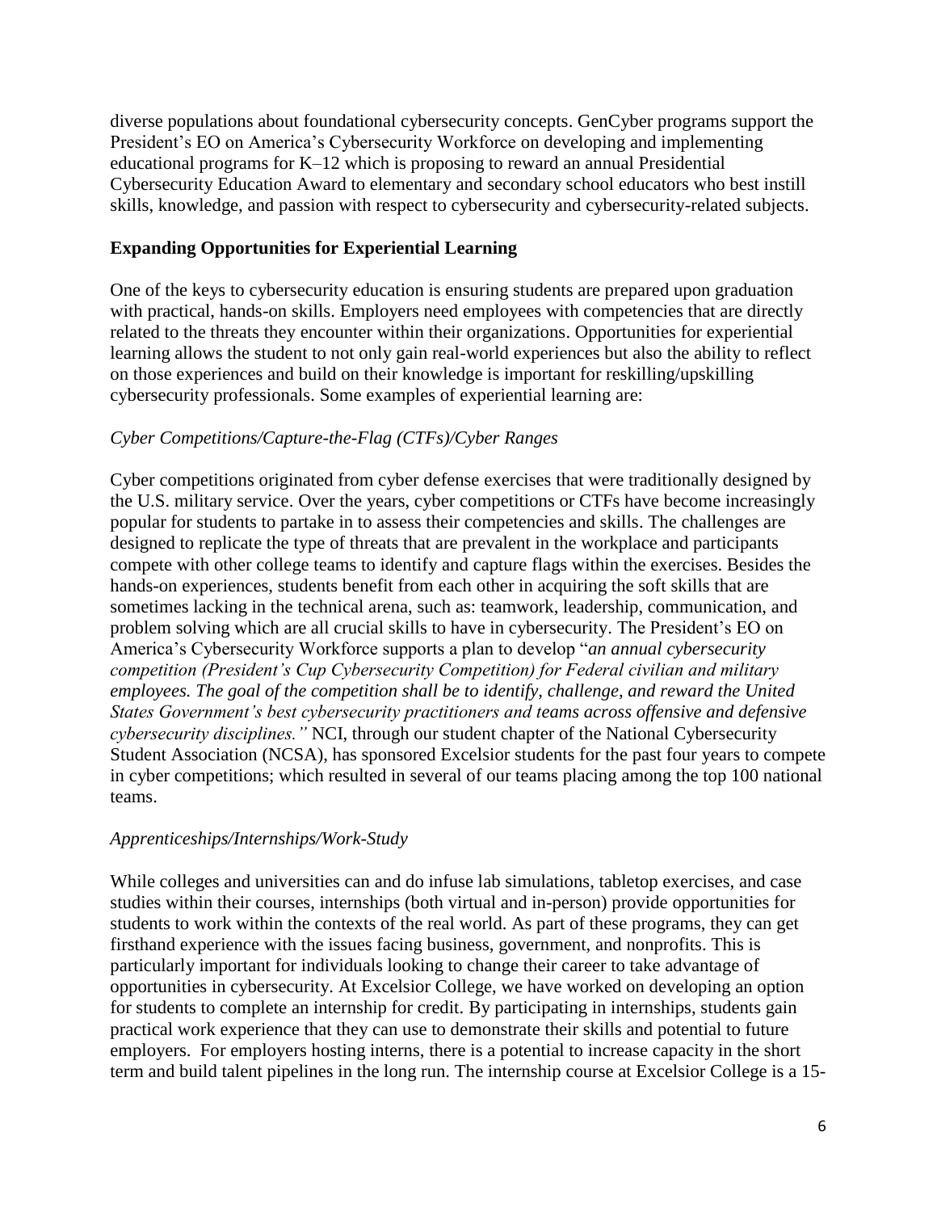diverse populations about foundational cybersecurity concepts. GenCyber programs support the President's EO on America's Cybersecurity Workforce on developing and implementing educational programs for K–12 which is proposing to reward an annual Presidential Cybersecurity Education Award to elementary and secondary school educators who best instill skills, knowledge, and passion with respect to cybersecurity and cybersecurity-related subjects.

**Expanding Opportunities for Experiential Learning**

One of the keys to cybersecurity education is ensuring students are prepared upon graduation with practical, hands-on skills. Employers need employees with competencies that are directly related to the threats they encounter within their organizations. Opportunities for experiential learning allows the student to not only gain real-world experiences but also the ability to reflect on those experiences and build on their knowledge is important for reskilling/upskilling cybersecurity professionals. Some examples of experiential learning are:

*Cyber Competitions/Capture-the-Flag (CTFs)/Cyber Ranges*

Cyber competitions originated from cyber defense exercises that were traditionally designed by the U.S. military service. Over the years, cyber competitions or CTFs have become increasingly popular for students to partake in to assess their competencies and skills. The challenges are designed to replicate the type of threats that are prevalent in the workplace and participants compete with other college teams to identify and capture flags within the exercises. Besides the hands-on experiences, students benefit from each other in acquiring the soft skills that are sometimes lacking in the technical arena, such as: teamwork, leadership, communication, and problem solving which are all crucial skills to have in cybersecurity. The President's EO on America's Cybersecurity Workforce supports a plan to develop "*an annual cybersecurity competition (President's Cup Cybersecurity Competition) for Federal civilian and military employees. The goal of the competition shall be to identify, challenge, and reward the United States Government's best cybersecurity practitioners and teams across offensive and defensive cybersecurity disciplines."* NCI, through our student chapter of the National Cybersecurity Student Association (NCSA), has sponsored Excelsior students for the past four years to compete in cyber competitions; which resulted in several of our teams placing among the top 100 national teams.

*Apprenticeships/Internships/Work-Study*

While colleges and universities can and do infuse lab simulations, tabletop exercises, and case studies within their courses, internships (both virtual and in-person) provide opportunities for students to work within the contexts of the real world. As part of these programs, they can get firsthand experience with the issues facing business, government, and nonprofits. This is particularly important for individuals looking to change their career to take advantage of opportunities in cybersecurity. At Excelsior College, we have worked on developing an option for students to complete an internship for credit. By participating in internships, students gain practical work experience that they can use to demonstrate their skills and potential to future employers. For employers hosting interns, there is a potential to increase capacity in the short term and build talent pipelines in the long run. The internship course at Excelsior College is a 15-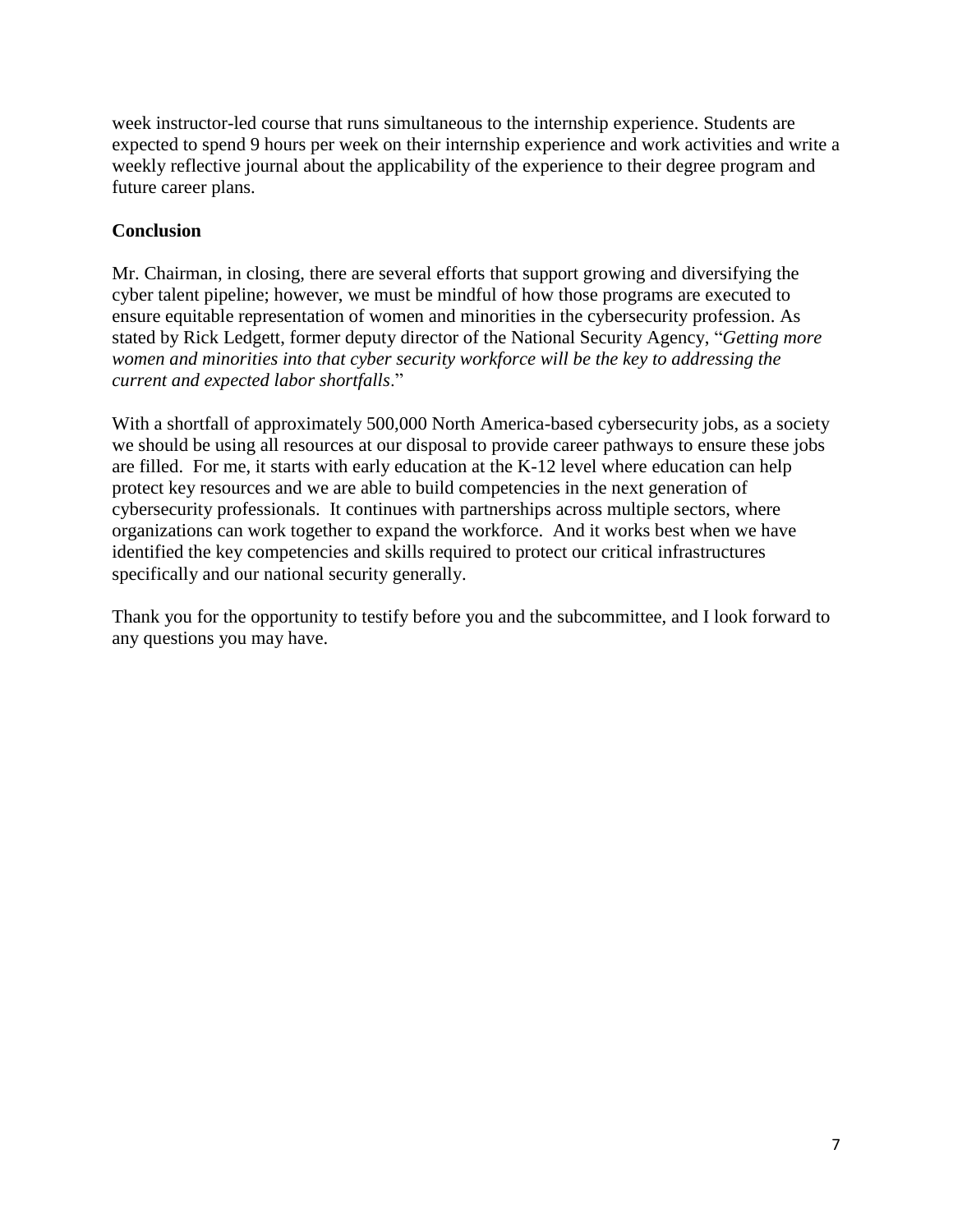week instructor-led course that runs simultaneous to the internship experience. Students are expected to spend 9 hours per week on their internship experience and work activities and write a weekly reflective journal about the applicability of the experience to their degree program and future career plans.

**Conclusion**

Mr. Chairman, in closing, there are several efforts that support growing and diversifying the cyber talent pipeline; however, we must be mindful of how those programs are executed to ensure equitable representation of women and minorities in the cybersecurity profession. As stated by Rick Ledgett, former deputy director of the National Security Agency, "*Getting more women and minorities into that cyber security workforce will be the key to addressing the current and expected labor shortfalls*."

With a shortfall of approximately 500,000 North America-based cybersecurity jobs, as a society we should be using all resources at our disposal to provide career pathways to ensure these jobs are filled. For me, it starts with early education at the K-12 level where education can help protect key resources and we are able to build competencies in the next generation of cybersecurity professionals. It continues with partnerships across multiple sectors, where organizations can work together to expand the workforce. And it works best when we have identified the key competencies and skills required to protect our critical infrastructures specifically and our national security generally.

Thank you for the opportunity to testify before you and the subcommittee, and I look forward to any questions you may have.